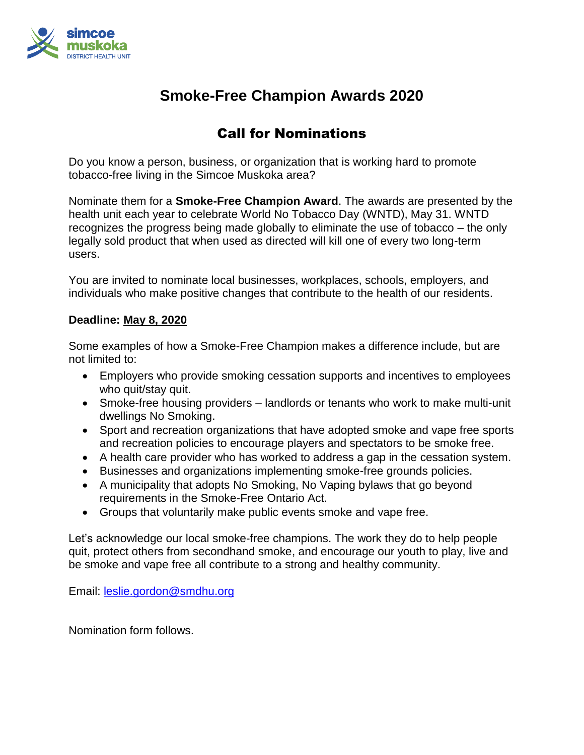# Smoke-Free Champion Awards 2020

## Call for Nominations

Do you know a person, business, or organization that is working hard to promote tobacco-free living in the Simcoe Muskoka area?

Nominate them for a **Smoke-Free Champion Award**. The awards are presented by the health unit each year to celebrate World No Tobacco Day (WNTD), May 31. WNTD recognizes the progress being made globally to eliminate the use of tobacco – the only legally sold product that when used as directed will kill one of every two long-term users.

You are invited to nominate local businesses, workplaces, schools, employers, and individuals who make positive changes that contribute to the health of our residents.

**Deadline: May 8, 2020**

Some examples of how a Smoke-Free Champion makes a difference include, but are not limited to:

- Employers who provide smoking cessation supports and incentives to employees who quit/stay quit.
- Smoke-free housing providers – landlords or tenants who work to make multi-unit dwellings No Smoking.
- Sport and recreation organizations that have adopted smoke and vape free sports and recreation policies to encourage players and spectators to be smoke free.
- A health care provider who has worked to address a gap in the cessation system.
- Businesses and organizations implementing smoke-free grounds policies.
- A municipality that adopts No Smoking, No Vaping bylaws that go beyond requirements in the Smoke-Free Ontario Act.
- Groups that voluntarily make public events smoke and vape free.

Let's acknowledge our local smoke-free champions. The work they do to help people quit, protect others from secondhand smoke, and encourage our youth to play, live and be smoke and vape free all contribute to a strong and healthy community.

Email: leslie.gordon@smdhu.org

Nomination form follows.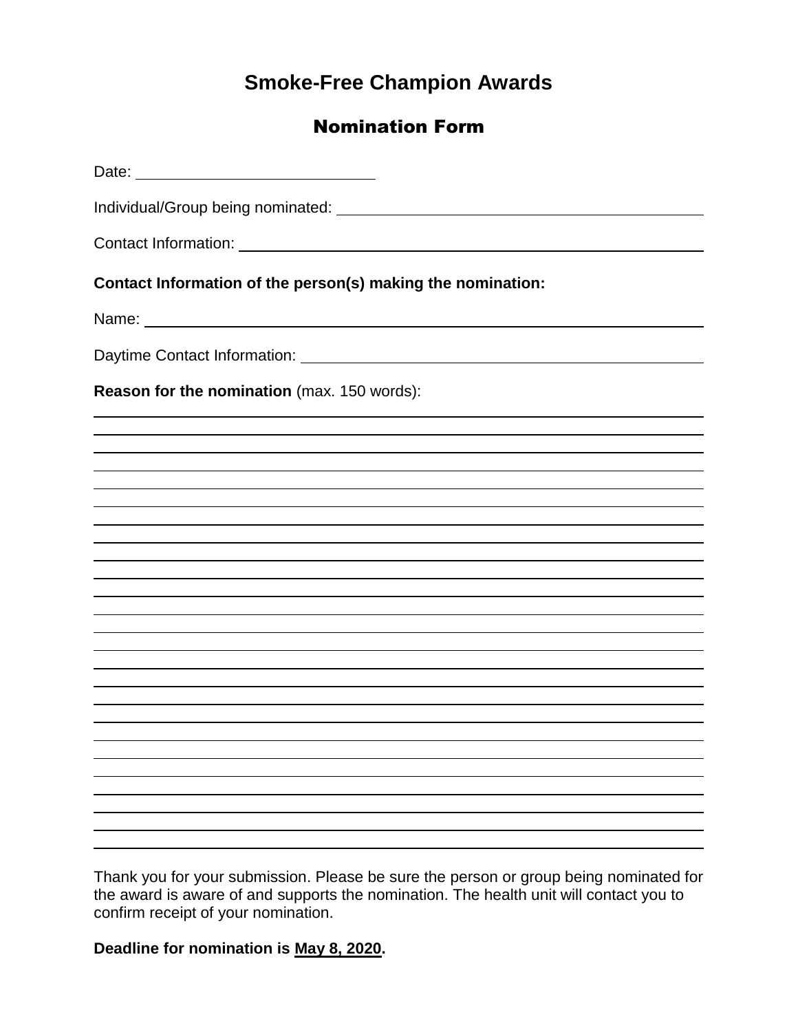# Smoke-Free Champion Awards

## Nomination Form

Date: \_\_\_\_\_\_\_\_\_\_\_\_\_\_\_\_\_\_\_\_\_\_\_\_\_\_\_\_

Individual/Group being nominated: \_\_\_\_\_\_\_\_\_\_\_\_\_\_\_\_\_\_\_\_\_\_\_\_\_\_\_\_\_\_\_\_\_\_\_\_\_\_\_\_

Contact Information: \_\_\_\_\_\_\_\_\_\_\_\_\_\_\_\_\_\_\_\_\_\_\_\_\_\_\_\_\_\_\_\_\_\_\_\_\_\_\_\_\_\_\_\_\_\_\_\_\_\_

**Contact Information of the person(s) making the nomination:**

Name: \_\_\_\_\_\_\_\_\_\_\_\_\_\_\_\_\_\_\_\_\_\_\_\_\_\_\_\_\_\_\_\_\_\_\_\_\_\_\_\_\_\_\_\_\_\_\_\_\_\_\_\_\_\_\_\_\_\_\_\_

Daytime Contact Information: \_\_\_\_\_\_\_\_\_\_\_\_\_\_\_\_\_\_\_\_\_\_\_\_\_\_\_\_\_\_\_\_\_\_\_\_\_\_\_\_\_\_\_\_

**Reason for the nomination** (max. 150 words):

Thank you for your submission. Please be sure the person or group being nominated for the award is aware of and supports the nomination. The health unit will contact you to confirm receipt of your nomination.

**Deadline for nomination is <u>May 8, 2020</u>.**